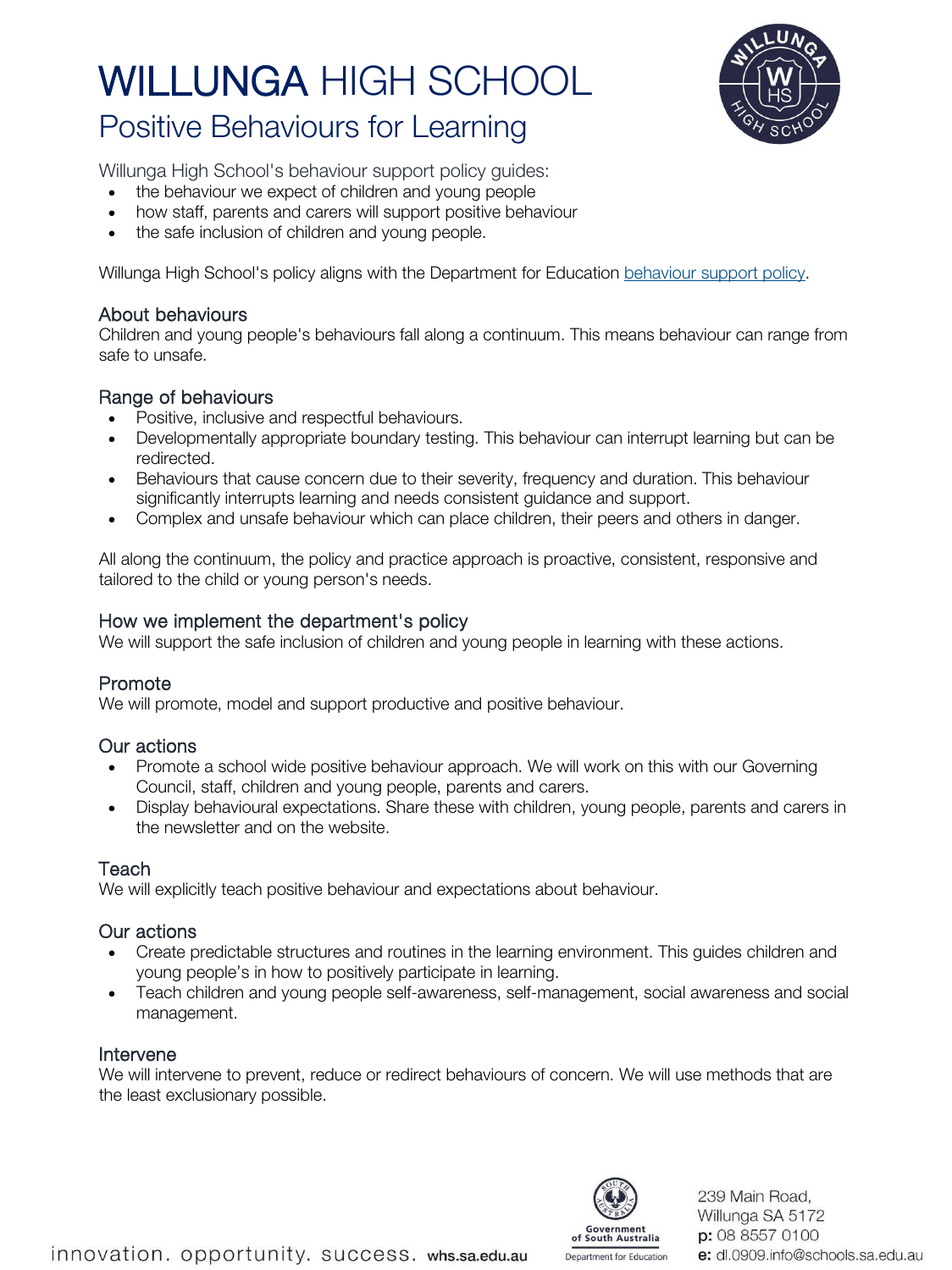# WILLUNGA HIGH SCHOOL

## Positive Behaviours for Learning

Willunga High School's behaviour support policy guides:

- the behaviour we expect of children and young people
- how staff, parents and carers will support positive behaviour
- the safe inclusion of children and young people.

Willunga High School's policy aligns with the Department for Education behaviour support policy.

### About behaviours

Children and young people's behaviours fall along a continuum. This means behaviour can range from safe to unsafe.

### Range of behaviours

- Positive, inclusive and respectful behaviours.
- Developmentally appropriate boundary testing. This behaviour can interrupt learning but can be redirected.
- Behaviours that cause concern due to their severity, frequency and duration. This behaviour significantly interrupts learning and needs consistent guidance and support.
- Complex and unsafe behaviour which can place children, their peers and others in danger.

All along the continuum, the policy and practice approach is proactive, consistent, responsive and tailored to the child or young person's needs.

### How we implement the department's policy

We will support the safe inclusion of children and young people in learning with these actions.

### Promote

We will promote, model and support productive and positive behaviour.

### Our actions

- Promote a school wide positive behaviour approach. We will work on this with our Governing Council, staff, children and young people, parents and carers.
- Display behavioural expectations. Share these with children, young people, parents and carers in the newsletter and on the website.

### Teach

We will explicitly teach positive behaviour and expectations about behaviour.

### Our actions

- Create predictable structures and routines in the learning environment. This guides children and young people's in how to positively participate in learning.
- Teach children and young people self-awareness, self-management, social awareness and social management.

### Intervene

We will intervene to prevent, reduce or redirect behaviours of concern. We will use methods that are the least exclusionary possible.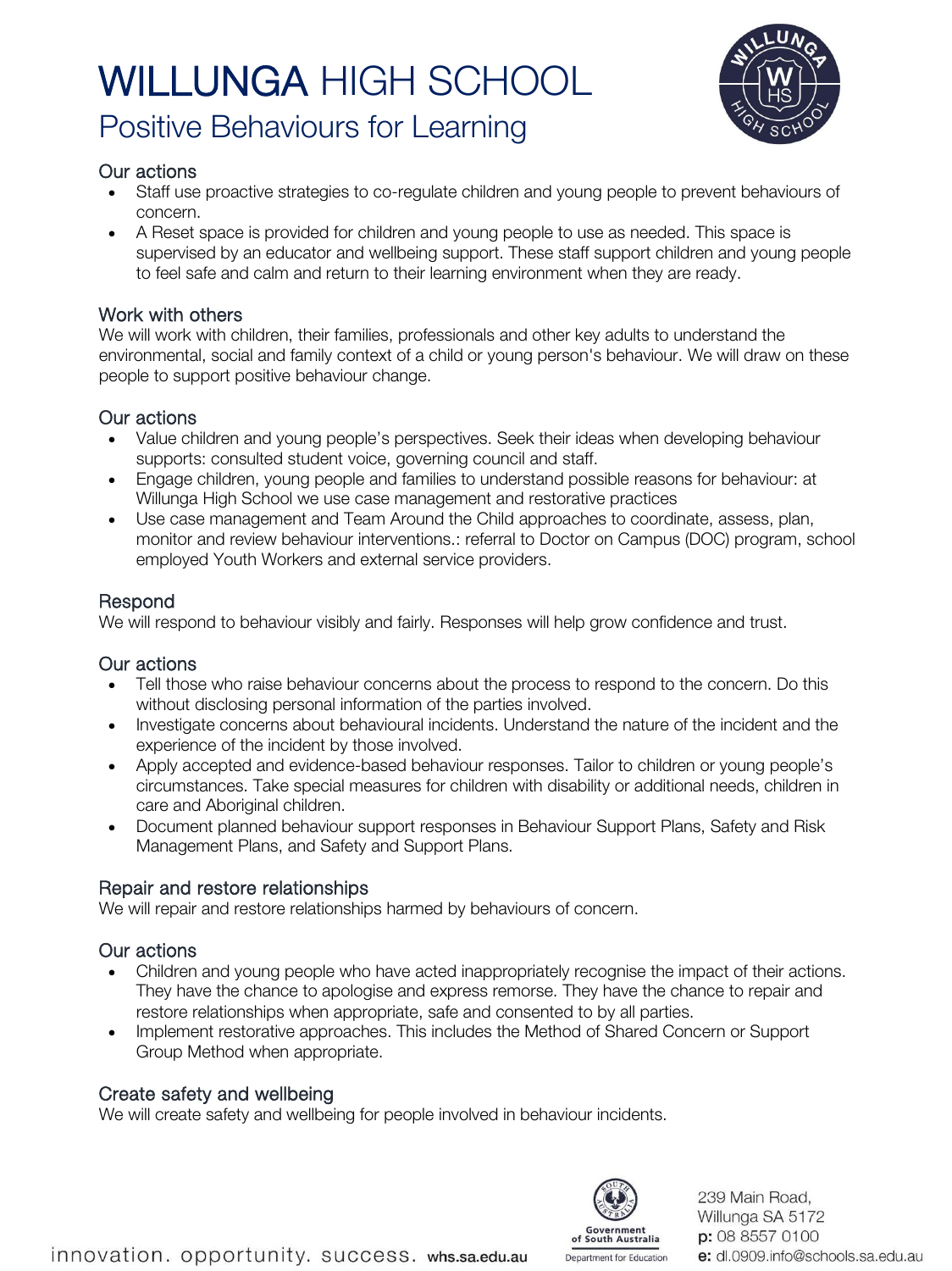# WILLUNGA HIGH SCHOOL

## Positive Behaviours for Learning

### Our actions

- Staff use proactive strategies to co-regulate children and young people to prevent behaviours of concern.
- A Reset space is provided for children and young people to use as needed. This space is supervised by an educator and wellbeing support. These staff support children and young people to feel safe and calm and return to their learning environment when they are ready.

### Work with others

We will work with children, their families, professionals and other key adults to understand the environmental, social and family context of a child or young person's behaviour. We will draw on these people to support positive behaviour change.

### Our actions

- Value children and young people's perspectives. Seek their ideas when developing behaviour supports: consulted student voice, governing council and staff.
- Engage children, young people and families to understand possible reasons for behaviour: at Willunga High School we use case management and restorative practices
- Use case management and Team Around the Child approaches to coordinate, assess, plan, monitor and review behaviour interventions.: referral to Doctor on Campus (DOC) program, school employed Youth Workers and external service providers.

### Respond

We will respond to behaviour visibly and fairly. Responses will help grow confidence and trust.

### Our actions

- Tell those who raise behaviour concerns about the process to respond to the concern. Do this without disclosing personal information of the parties involved.
- Investigate concerns about behavioural incidents. Understand the nature of the incident and the experience of the incident by those involved.
- Apply accepted and evidence-based behaviour responses. Tailor to children or young people's circumstances. Take special measures for children with disability or additional needs, children in care and Aboriginal children.
- Document planned behaviour support responses in Behaviour Support Plans, Safety and Risk Management Plans, and Safety and Support Plans.

### Repair and restore relationships

We will repair and restore relationships harmed by behaviours of concern.

### Our actions

- Children and young people who have acted inappropriately recognise the impact of their actions. They have the chance to apologise and express remorse. They have the chance to repair and restore relationships when appropriate, safe and consented to by all parties.
- Implement restorative approaches. This includes the Method of Shared Concern or Support Group Method when appropriate.

### Create safety and wellbeing

We will create safety and wellbeing for people involved in behaviour incidents.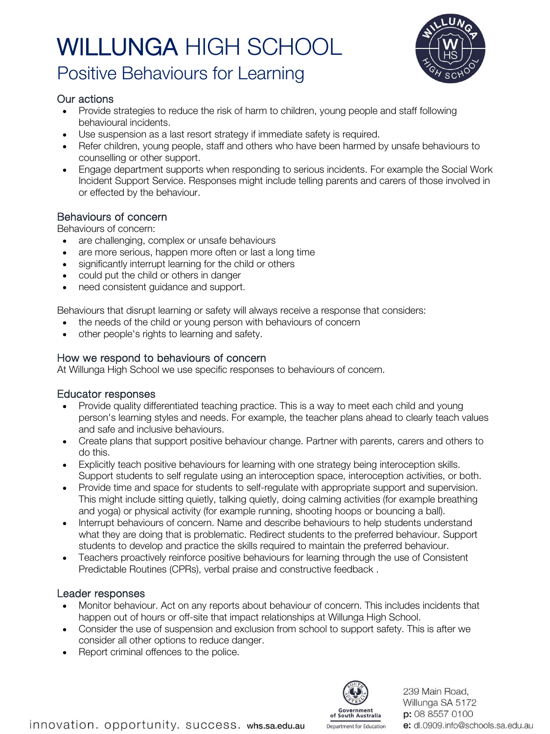# WILLUNGA HIGH SCHOOL

## Positive Behaviours for Learning

### Our actions

- Provide strategies to reduce the risk of harm to children, young people and staff following behavioural incidents.
- Use suspension as a last resort strategy if immediate safety is required.
- Refer children, young people, staff and others who have been harmed by unsafe behaviours to counselling or other support.
- Engage department supports when responding to serious incidents. For example the Social Work Incident Support Service. Responses might include telling parents and carers of those involved in or effected by the behaviour.

### Behaviours of concern

Behaviours of concern:

- are challenging, complex or unsafe behaviours
- are more serious, happen more often or last a long time
- significantly interrupt learning for the child or others
- could put the child or others in danger
- need consistent guidance and support.

Behaviours that disrupt learning or safety will always receive a response that considers:

- the needs of the child or young person with behaviours of concern
- other people's rights to learning and safety.

### How we respond to behaviours of concern

At Willunga High School we use specific responses to behaviours of concern.

### Educator responses

- Provide quality differentiated teaching practice. This is a way to meet each child and young person's learning styles and needs. For example, the teacher plans ahead to clearly teach values and safe and inclusive behaviours.
- Create plans that support positive behaviour change. Partner with parents, carers and others to do this.
- Explicitly teach positive behaviours for learning with one strategy being interoception skills. Support students to self regulate using an interoception space, interoception activities, or both.
- Provide time and space for students to self-regulate with appropriate support and supervision. This might include sitting quietly, talking quietly, doing calming activities (for example breathing and yoga) or physical activity (for example running, shooting hoops or bouncing a ball).
- Interrupt behaviours of concern. Name and describe behaviours to help students understand what they are doing that is problematic. Redirect students to the preferred behaviour. Support students to develop and practice the skills required to maintain the preferred behaviour.
- Teachers proactively reinforce positive behaviours for learning through the use of Consistent Predictable Routines (CPRs), verbal praise and constructive feedback .

### Leader responses

- Monitor behaviour. Act on any reports about behaviour of concern. This includes incidents that happen out of hours or off-site that impact relationships at Willunga High School.
- Consider the use of suspension and exclusion from school to support safety. This is after we consider all other options to reduce danger.
- Report criminal offences to the police.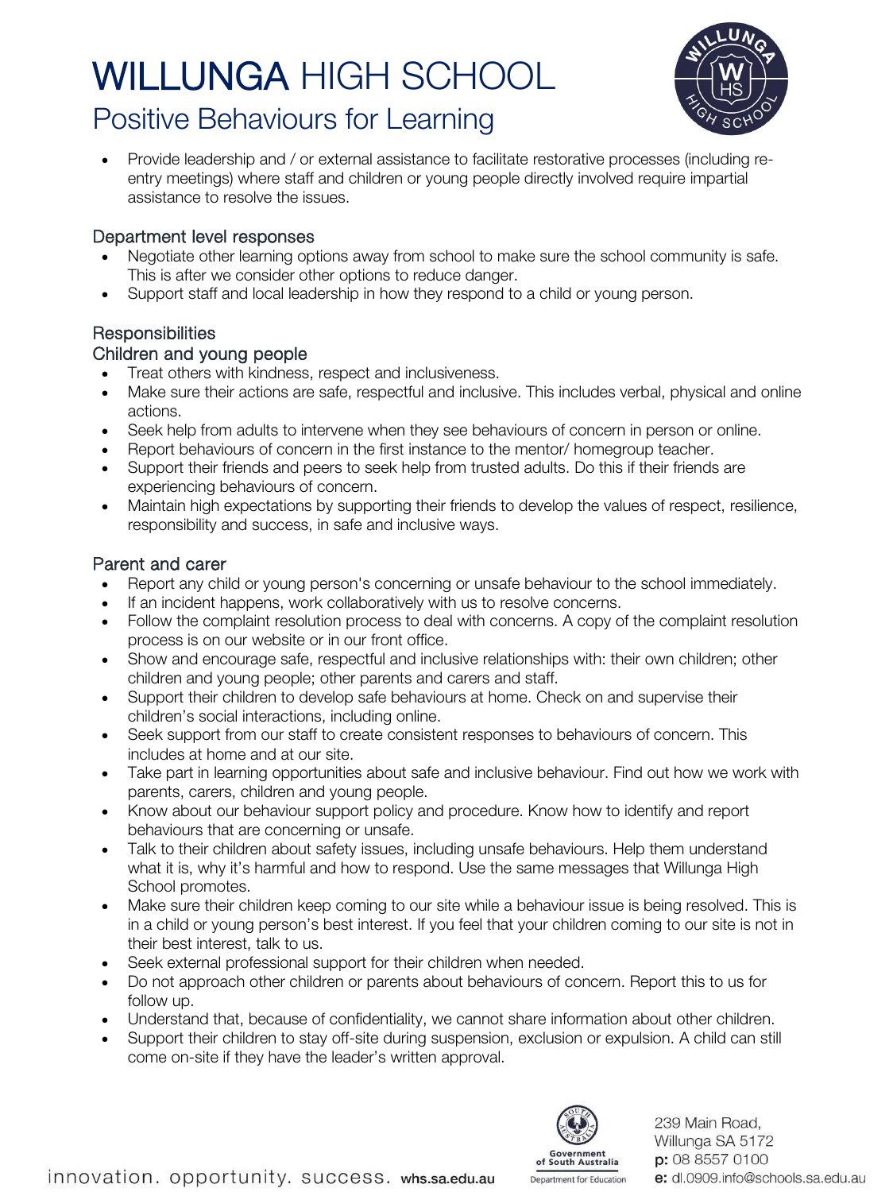- Provide leadership and / or external assistance to facilitate restorative processes (including re-entry meetings) where staff and children or young people directly involved require impartial assistance to resolve the issues.

### Department level responses

- Negotiate other learning options away from school to make sure the school community is safe. This is after we consider other options to reduce danger.
- Support staff and local leadership in how they respond to a child or young person.

## Responsibilities

### Children and young people

- Treat others with kindness, respect and inclusiveness.
- Make sure their actions are safe, respectful and inclusive. This includes verbal, physical and online actions.
- Seek help from adults to intervene when they see behaviours of concern in person or online.
- Report behaviours of concern in the first instance to the mentor/ homegroup teacher.
- Support their friends and peers to seek help from trusted adults. Do this if their friends are experiencing behaviours of concern.
- Maintain high expectations by supporting their friends to develop the values of respect, resilience, responsibility and success, in safe and inclusive ways.

### Parent and carer

- Report any child or young person's concerning or unsafe behaviour to the school immediately.
- If an incident happens, work collaboratively with us to resolve concerns.
- Follow the complaint resolution process to deal with concerns. A copy of the complaint resolution process is on our website or in our front office.
- Show and encourage safe, respectful and inclusive relationships with: their own children; other children and young people; other parents and carers and staff.
- Support their children to develop safe behaviours at home. Check on and supervise their children's social interactions, including online.
- Seek support from our staff to create consistent responses to behaviours of concern. This includes at home and at our site.
- Take part in learning opportunities about safe and inclusive behaviour. Find out how we work with parents, carers, children and young people.
- Know about our behaviour support policy and procedure. Know how to identify and report behaviours that are concerning or unsafe.
- Talk to their children about safety issues, including unsafe behaviours. Help them understand what it is, why it's harmful and how to respond. Use the same messages that Willunga High School promotes.
- Make sure their children keep coming to our site while a behaviour issue is being resolved. This is in a child or young person's best interest. If you feel that your children coming to our site is not in their best interest, talk to us.
- Seek external professional support for their children when needed.
- Do not approach other children or parents about behaviours of concern. Report this to us for follow up.
- Understand that, because of confidentiality, we cannot share information about other children.
- Support their children to stay off-site during suspension, exclusion or expulsion. A child can still come on-site if they have the leader's written approval.